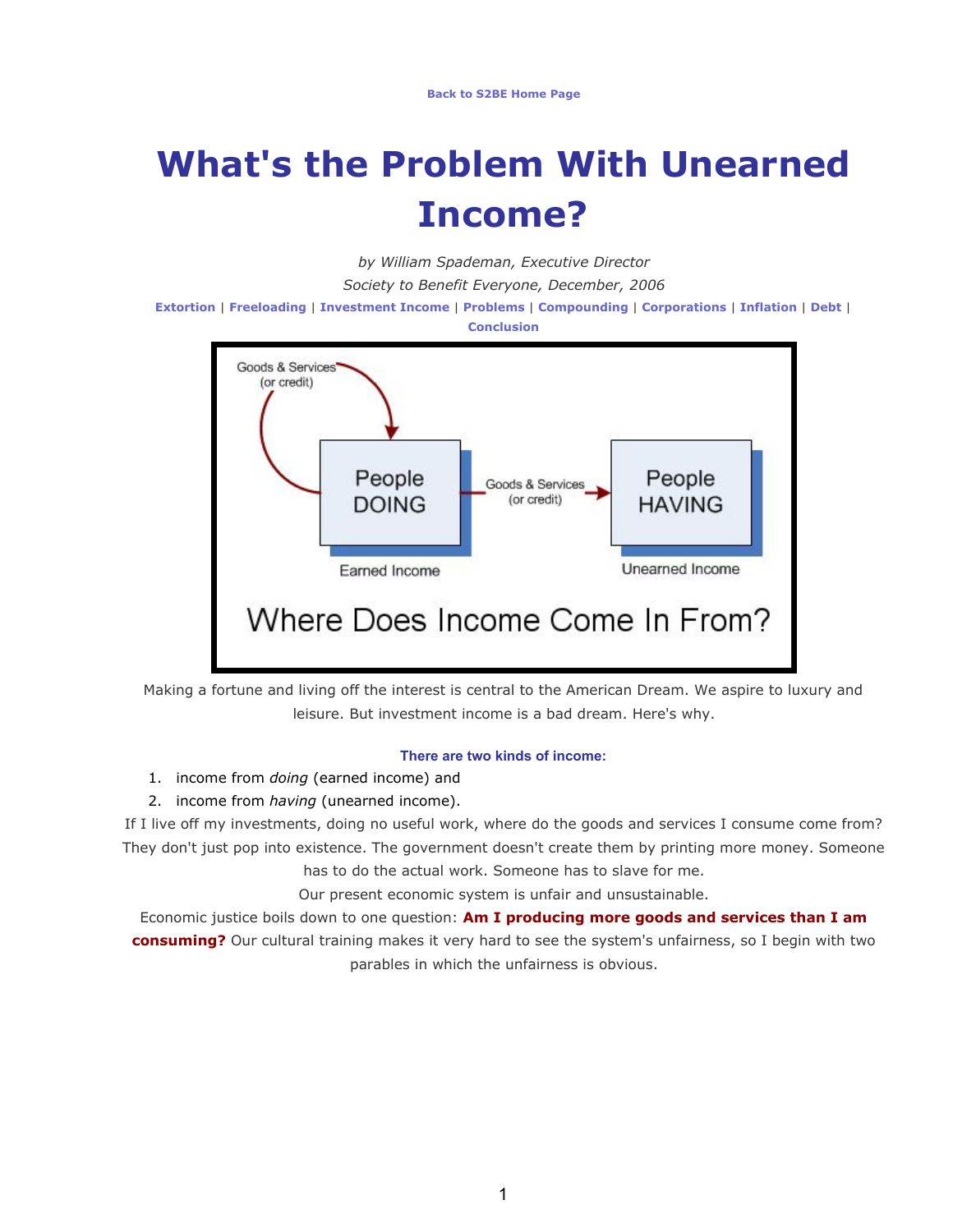Back to S2BE Home Page

# What's the Problem With Unearned Income?

*by William Spademan, Executive Director*

*Society to Benefit Everyone, December, 2006*

**Extortion** | **Freeloading** | **Investment Income** | **Problems** | **Compounding** | **Corporations** | **Inflation** | **Debt** | **Conclusion**

Making a fortune and living off the interest is central to the American Dream. We aspire to luxury and leisure. But investment income is a bad dream. Here's why.

**There are two kinds of income:**

1. income from *doing* (earned income) and
2. income from *having* (unearned income).

If I live off my investments, doing no useful work, where do the goods and services I consume come from? They don't just pop into existence. The government doesn't create them by printing more money. Someone has to do the actual work. Someone has to slave for me.

Our present economic system is unfair and unsustainable.

Economic justice boils down to one question: **Am I producing more goods and services than I am consuming?** Our cultural training makes it very hard to see the system's unfairness, so I begin with two parables in which the unfairness is obvious.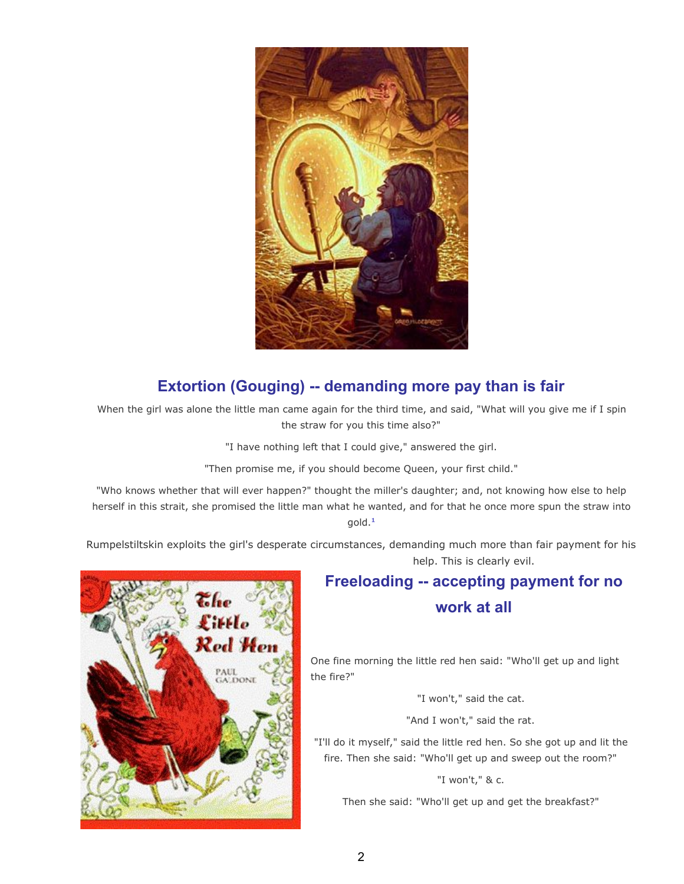## Extortion (Gouging) -- demanding more pay than is fair

When the girl was alone the little man came again for the third time, and said, "What will you give me if I spin the straw for you this time also?"

"I have nothing left that I could give," answered the girl.

"Then promise me, if you should become Queen, your first child."

"Who knows whether that will ever happen?" thought the miller's daughter; and, not knowing how else to help herself in this strait, she promised the little man what he wanted, and for that he once more spun the straw into gold.[1]

Rumpelstiltskin exploits the girl's desperate circumstances, demanding much more than fair payment for his help. This is clearly evil.

## Freeloading -- accepting payment for no work at all

One fine morning the little red hen said: "Who'll get up and light the fire?"

"I won't," said the cat.

"And I won't," said the rat.

"I'll do it myself," said the little red hen. So she got up and lit the fire. Then she said: "Who'll get up and sweep out the room?"

"I won't," & c.

Then she said: "Who'll get up and get the breakfast?"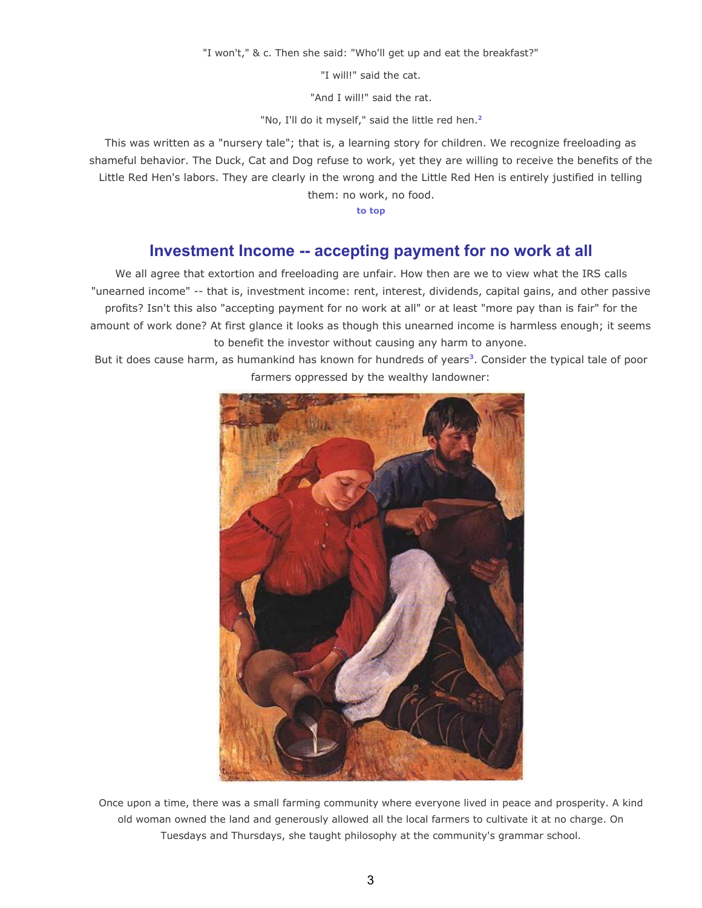"I won't," & c. Then she said: "Who'll get up and eat the breakfast?"

"I will!" said the cat.

"And I will!" said the rat.

"No, I'll do it myself," said the little red hen.[2]

This was written as a "nursery tale"; that is, a learning story for children. We recognize freeloading as shameful behavior. The Duck, Cat and Dog refuse to work, yet they are willing to receive the benefits of the Little Red Hen's labors. They are clearly in the wrong and the Little Red Hen is entirely justified in telling them: no work, no food.

to top

## Investment Income -- accepting payment for no work at all

We all agree that extortion and freeloading are unfair. How then are we to view what the IRS calls "unearned income" -- that is, investment income: rent, interest, dividends, capital gains, and other passive profits? Isn't this also "accepting payment for no work at all" or at least "more pay than is fair" for the amount of work done? At first glance it looks as though this unearned income is harmless enough; it seems to benefit the investor without causing any harm to anyone.

But it does cause harm, as humankind has known for hundreds of years[3]. Consider the typical tale of poor farmers oppressed by the wealthy landowner:

Once upon a time, there was a small farming community where everyone lived in peace and prosperity. A kind old woman owned the land and generously allowed all the local farmers to cultivate it at no charge. On Tuesdays and Thursdays, she taught philosophy at the community's grammar school.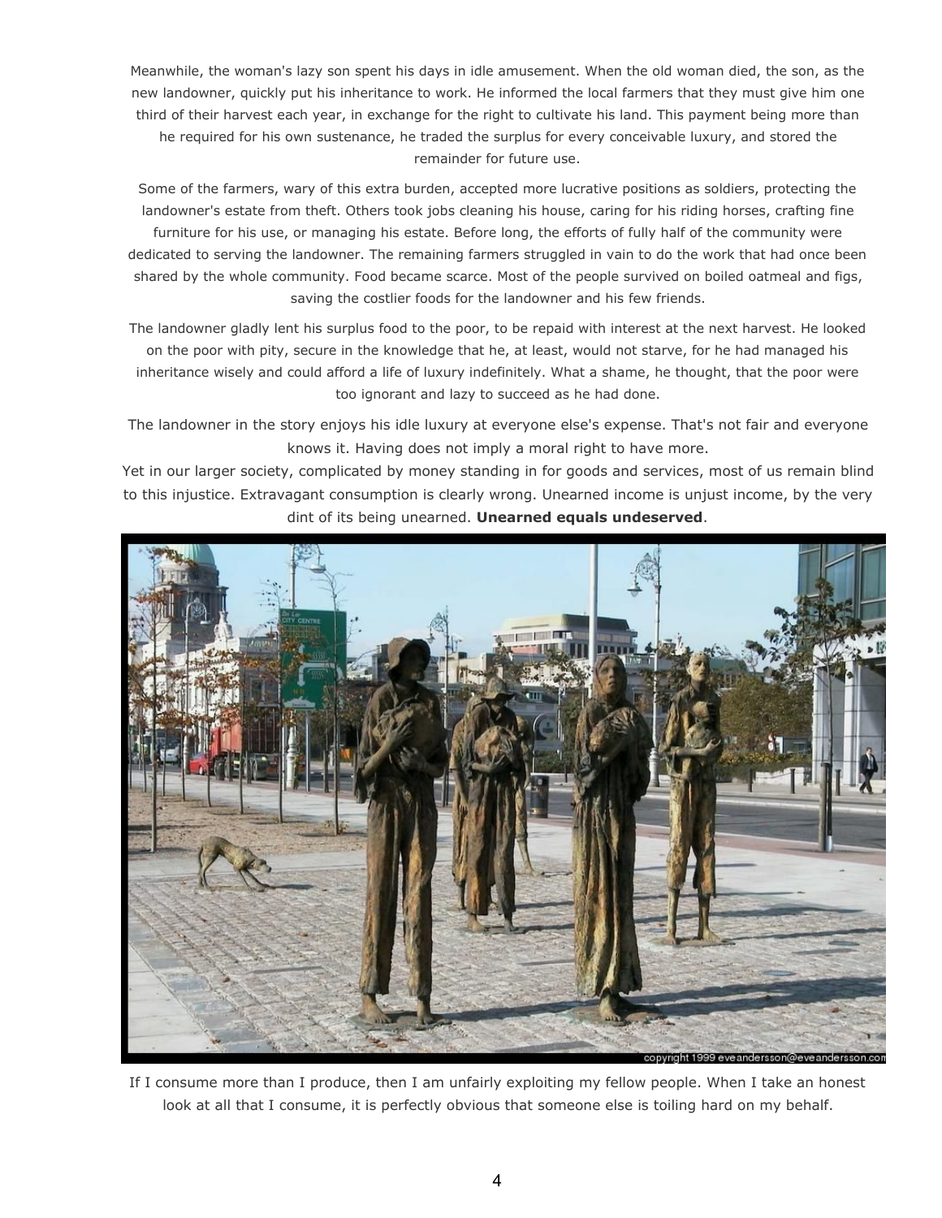Meanwhile, the woman's lazy son spent his days in idle amusement. When the old woman died, the son, as the new landowner, quickly put his inheritance to work. He informed the local farmers that they must give him one third of their harvest each year, in exchange for the right to cultivate his land. This payment being more than he required for his own sustenance, he traded the surplus for every conceivable luxury, and stored the remainder for future use.

Some of the farmers, wary of this extra burden, accepted more lucrative positions as soldiers, protecting the landowner's estate from theft. Others took jobs cleaning his house, caring for his riding horses, crafting fine furniture for his use, or managing his estate. Before long, the efforts of fully half of the community were dedicated to serving the landowner. The remaining farmers struggled in vain to do the work that had once been shared by the whole community. Food became scarce. Most of the people survived on boiled oatmeal and figs, saving the costlier foods for the landowner and his few friends.

The landowner gladly lent his surplus food to the poor, to be repaid with interest at the next harvest. He looked on the poor with pity, secure in the knowledge that he, at least, would not starve, for he had managed his inheritance wisely and could afford a life of luxury indefinitely. What a shame, he thought, that the poor were too ignorant and lazy to succeed as he had done.

The landowner in the story enjoys his idle luxury at everyone else's expense. That's not fair and everyone knows it. Having does not imply a moral right to have more.

Yet in our larger society, complicated by money standing in for goods and services, most of us remain blind to this injustice. Extravagant consumption is clearly wrong. Unearned income is unjust income, by the very dint of its being unearned. **Unearned equals undeserved**.

copyright 1999 eveandersson@eveandersson.com

If I consume more than I produce, then I am unfairly exploiting my fellow people. When I take an honest look at all that I consume, it is perfectly obvious that someone else is toiling hard on my behalf.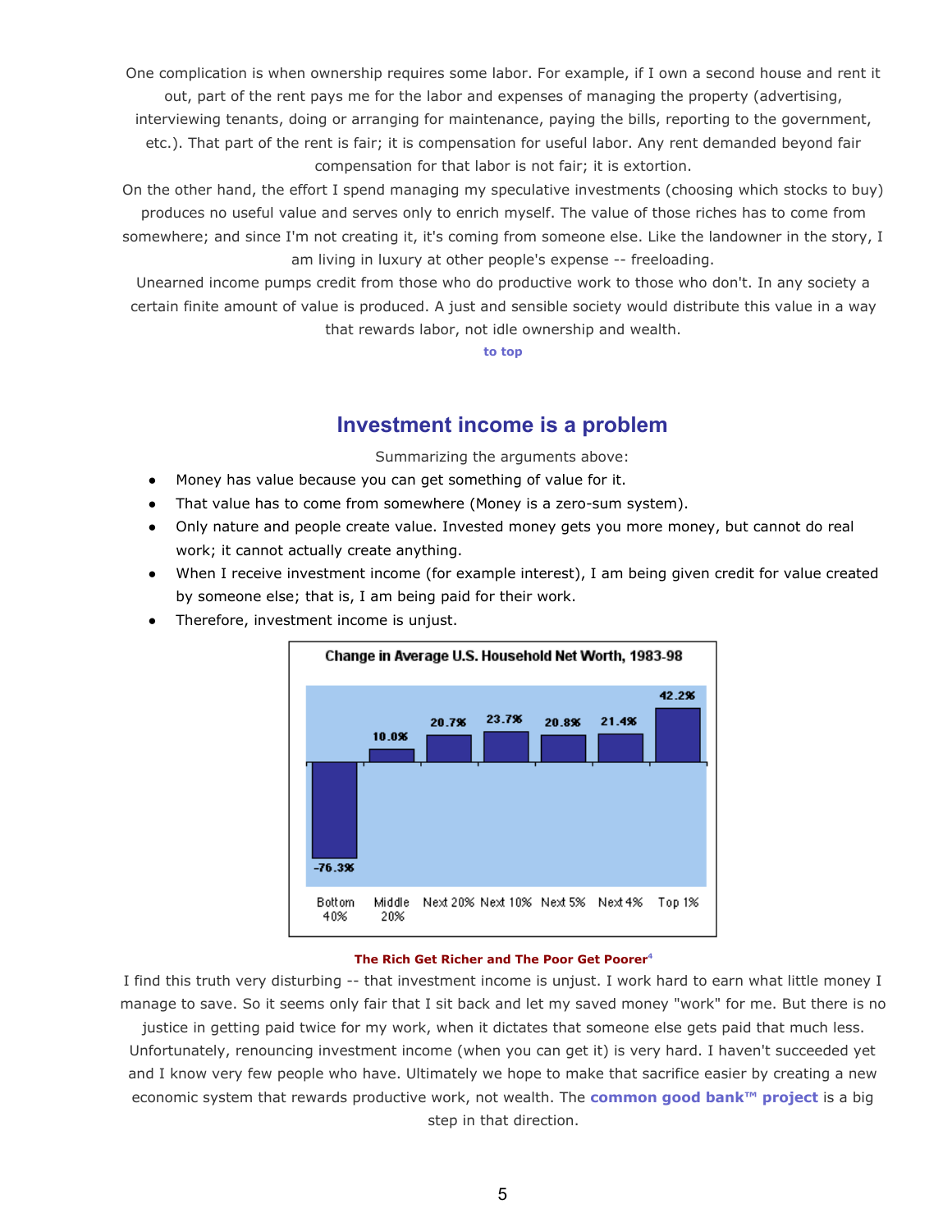One complication is when ownership requires some labor. For example, if I own a second house and rent it out, part of the rent pays me for the labor and expenses of managing the property (advertising, interviewing tenants, doing or arranging for maintenance, paying the bills, reporting to the government, etc.). That part of the rent is fair; it is compensation for useful labor. Any rent demanded beyond fair compensation for that labor is not fair; it is extortion.

On the other hand, the effort I spend managing my speculative investments (choosing which stocks to buy) produces no useful value and serves only to enrich myself. The value of those riches has to come from somewhere; and since I'm not creating it, it's coming from someone else. Like the landowner in the story, I am living in luxury at other people's expense -- freeloading.

Unearned income pumps credit from those who do productive work to those who don't. In any society a certain finite amount of value is produced. A just and sensible society would distribute this value in a way that rewards labor, not idle ownership and wealth.

to top

## Investment income is a problem

Summarizing the arguments above:

- Money has value because you can get something of value for it.
- That value has to come from somewhere (Money is a zero-sum system).
- Only nature and people create value. Invested money gets you more money, but cannot do real work; it cannot actually create anything.
- When I receive investment income (for example interest), I am being given credit for value created by someone else; that is, I am being paid for their work.
- Therefore, investment income is unjust.

**Change in Average U.S. Household Net Worth, 1983-98**

| Bottom 40% | Middle 20% | Next 20% | Next 10% | Next 5% | Next 4% | Top 1% |
|---|---|---|---|---|---|---|
| -76.3% | 10.0% | 20.7% | 23.7% | 20.8% | 21.4% | 42.2% |

**The Rich Get Richer and The Poor Get Poorer**[4]

I find this truth very disturbing -- that investment income is unjust. I work hard to earn what little money I manage to save. So it seems only fair that I sit back and let my saved money "work" for me. But there is no justice in getting paid twice for my work, when it dictates that someone else gets paid that much less. Unfortunately, renouncing investment income (when you can get it) is very hard. I haven't succeeded yet and I know very few people who have. Ultimately we hope to make that sacrifice easier by creating a new economic system that rewards productive work, not wealth. The **common good bank™ project** is a big step in that direction.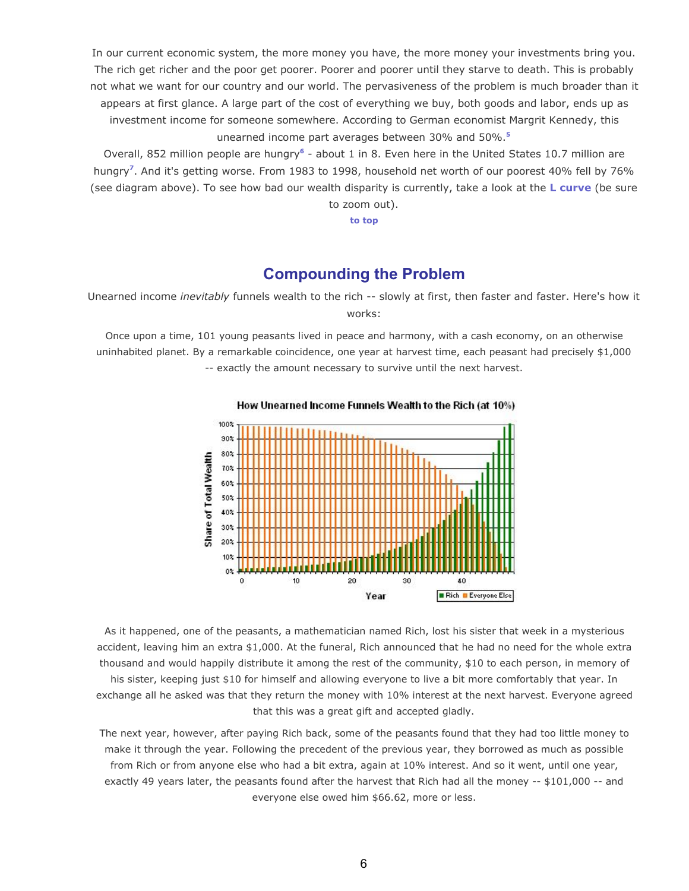In our current economic system, the more money you have, the more money your investments bring you. The rich get richer and the poor get poorer. Poorer and poorer until they starve to death. This is probably not what we want for our country and our world. The pervasiveness of the problem is much broader than it appears at first glance. A large part of the cost of everything we buy, both goods and labor, ends up as investment income for someone somewhere. According to German economist Margrit Kennedy, this unearned income part averages between 30% and 50%.[5]

Overall, 852 million people are hungry[6] - about 1 in 8. Even here in the United States 10.7 million are hungry[7]. And it's getting worse. From 1983 to 1998, household net worth of our poorest 40% fell by 76% (see diagram above). To see how bad our wealth disparity is currently, take a look at the **L curve** (be sure to zoom out).

to top

## Compounding the Problem

Unearned income *inevitably* funnels wealth to the rich -- slowly at first, then faster and faster. Here's how it works:

Once upon a time, 101 young peasants lived in peace and harmony, with a cash economy, on an otherwise uninhabited planet. By a remarkable coincidence, one year at harvest time, each peasant had precisely $1,000 -- exactly the amount necessary to survive until the next harvest.

How Unearned Income Funnels Wealth to the Rich (at 10%)

As it happened, one of the peasants, a mathematician named Rich, lost his sister that week in a mysterious accident, leaving him an extra $1,000. At the funeral, Rich announced that he had no need for the whole extra thousand and would happily distribute it among the rest of the community, $10 to each person, in memory of his sister, keeping just $10 for himself and allowing everyone to live a bit more comfortably that year. In exchange all he asked was that they return the money with 10% interest at the next harvest. Everyone agreed that this was a great gift and accepted gladly.

The next year, however, after paying Rich back, some of the peasants found that they had too little money to make it through the year. Following the precedent of the previous year, they borrowed as much as possible from Rich or from anyone else who had a bit extra, again at 10% interest. And so it went, until one year, exactly 49 years later, the peasants found after the harvest that Rich had all the money -- $101,000 -- and everyone else owed him $66.62, more or less.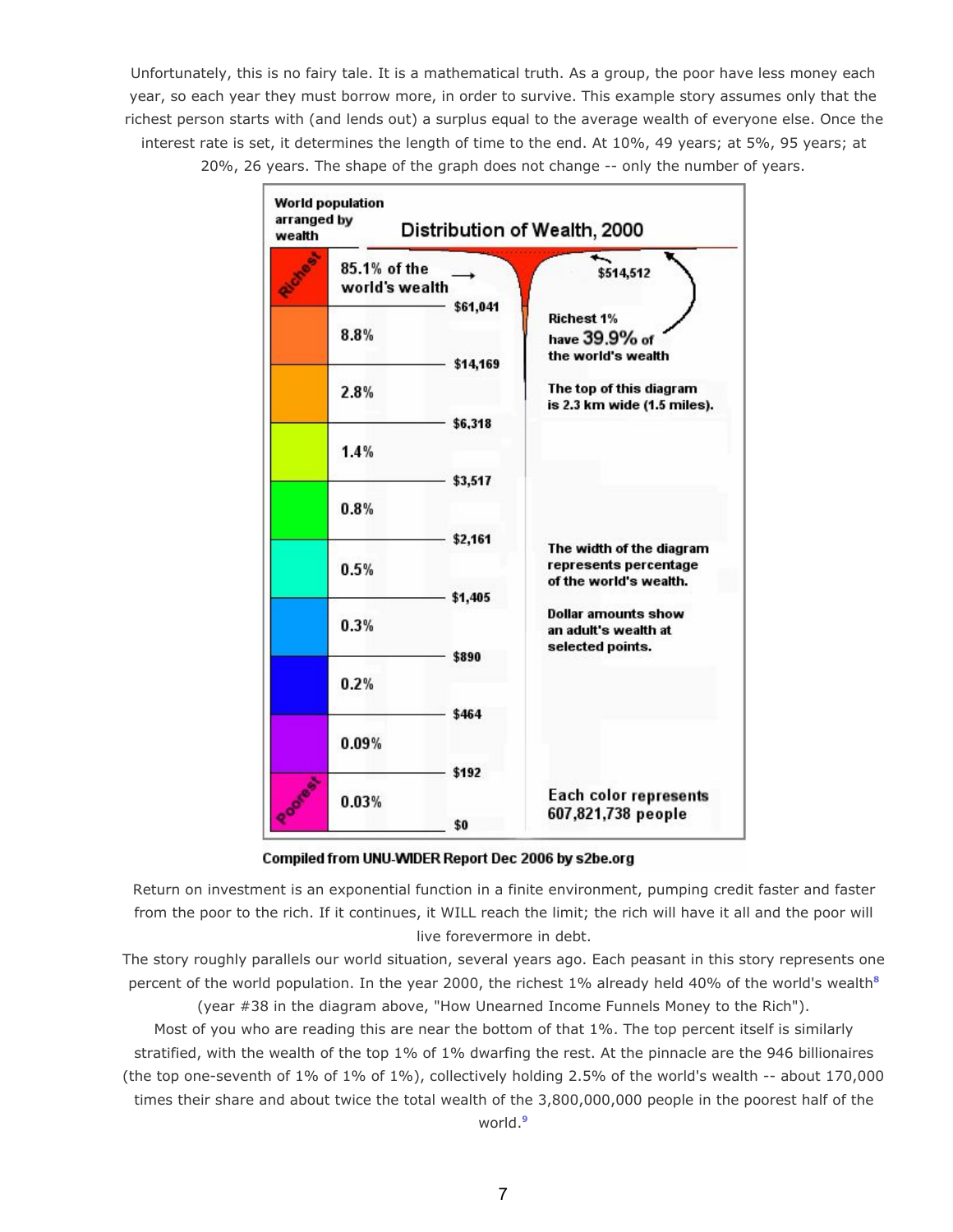Unfortunately, this is no fairy tale. It is a mathematical truth. As a group, the poor have less money each year, so each year they must borrow more, in order to survive. This example story assumes only that the richest person starts with (and lends out) a surplus equal to the average wealth of everyone else. Once the interest rate is set, it determines the length of time to the end. At 10%, 49 years; at 5%, 95 years; at 20%, 26 years. The shape of the graph does not change -- only the number of years.

**Distribution of Wealth, 2000**

World population arranged by wealth

| Group | Share of the world's wealth | Adult's wealth at lower boundary |
| --- | --- | --- |
| Richest | 85.1% of the world's wealth | $61,041 |
| | 8.8% | $14,169 |
| | 2.8% | $6,318 |
| | 1.4% | $3,517 |
| | 0.8% | $2,161 |
| | 0.5% | $1,405 |
| | 0.3% | $890 |
| | 0.2% | $464 |
| | 0.09% | $192 |
| Poorest | 0.03% | $0 |

$514,512

Richest 1% have 39.9% of the world's wealth

The top of this diagram is 2.3 km wide (1.5 miles).

The width of the diagram represents percentage of the world's wealth.

Dollar amounts show an adult's wealth at selected points.

Each color represents 607,821,738 people

Compiled from UNU-WIDER Report Dec 2006 by s2be.org

Return on investment is an exponential function in a finite environment, pumping credit faster and faster from the poor to the rich. If it continues, it WILL reach the limit; the rich will have it all and the poor will live forevermore in debt.

The story roughly parallels our world situation, several years ago. Each peasant in this story represents one percent of the world population. In the year 2000, the richest 1% already held 40% of the world's wealth[8] (year #38 in the diagram above, "How Unearned Income Funnels Money to the Rich").

Most of you who are reading this are near the bottom of that 1%. The top percent itself is similarly stratified, with the wealth of the top 1% of 1% dwarfing the rest. At the pinnacle are the 946 billionaires (the top one-seventh of 1% of 1% of 1%), collectively holding 2.5% of the world's wealth -- about 170,000 times their share and about twice the total wealth of the 3,800,000,000 people in the poorest half of the world.[9]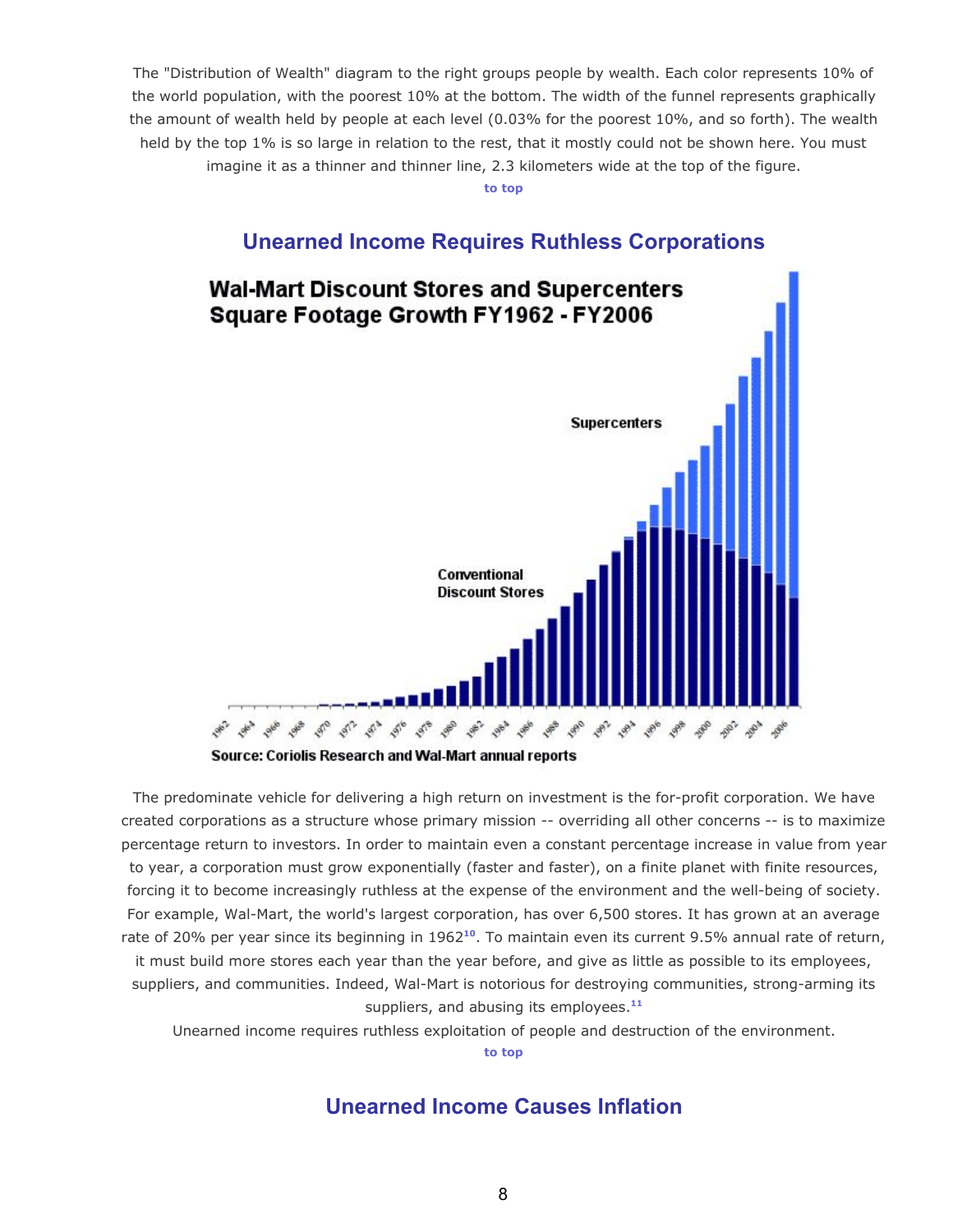The "Distribution of Wealth" diagram to the right groups people by wealth. Each color represents 10% of the world population, with the poorest 10% at the bottom. The width of the funnel represents graphically the amount of wealth held by people at each level (0.03% for the poorest 10%, and so forth). The wealth held by the top 1% is so large in relation to the rest, that it mostly could not be shown here. You must imagine it as a thinner and thinner line, 2.3 kilometers wide at the top of the figure.

to top

## Unearned Income Requires Ruthless Corporations

**Wal-Mart Discount Stores and Supercenters Square Footage Growth FY1962 - FY2006**

Source: Coriolis Research and Wal-Mart annual reports

The predominate vehicle for delivering a high return on investment is the for-profit corporation. We have created corporations as a structure whose primary mission -- overriding all other concerns -- is to maximize percentage return to investors. In order to maintain even a constant percentage increase in value from year to year, a corporation must grow exponentially (faster and faster), on a finite planet with finite resources, forcing it to become increasingly ruthless at the expense of the environment and the well-being of society. For example, Wal-Mart, the world's largest corporation, has over 6,500 stores. It has grown at an average rate of 20% per year since its beginning in 1962[10]. To maintain even its current 9.5% annual rate of return, it must build more stores each year than the year before, and give as little as possible to its employees, suppliers, and communities. Indeed, Wal-Mart is notorious for destroying communities, strong-arming its suppliers, and abusing its employees.[11]

Unearned income requires ruthless exploitation of people and destruction of the environment.

to top

## Unearned Income Causes Inflation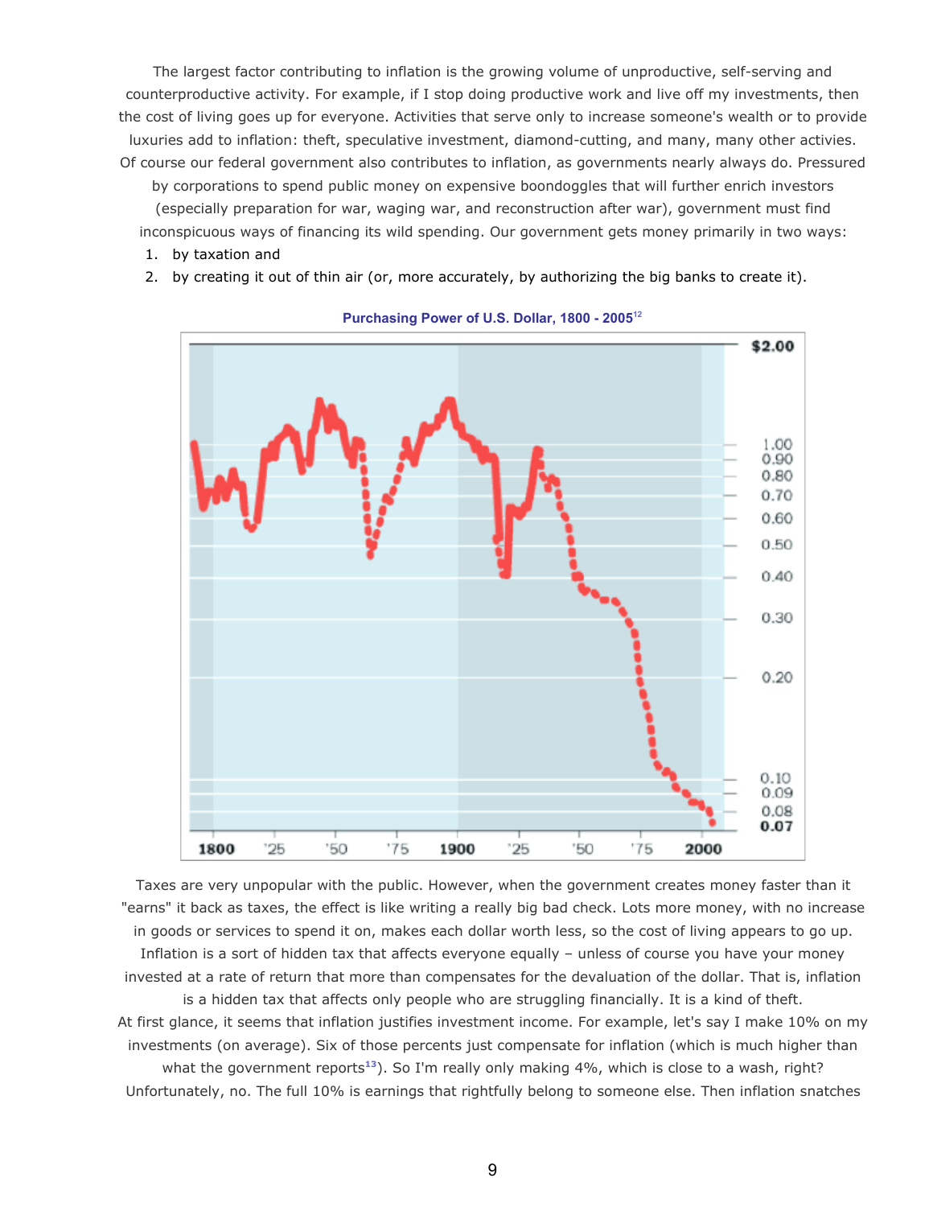The largest factor contributing to inflation is the growing volume of unproductive, self-serving and counterproductive activity. For example, if I stop doing productive work and live off my investments, then the cost of living goes up for everyone. Activities that serve only to increase someone's wealth or to provide luxuries add to inflation: theft, speculative investment, diamond-cutting, and many, many other activies. Of course our federal government also contributes to inflation, as governments nearly always do. Pressured by corporations to spend public money on expensive boondoggles that will further enrich investors (especially preparation for war, waging war, and reconstruction after war), government must find inconspicuous ways of financing its wild spending. Our government gets money primarily in two ways:

1. by taxation and
2. by creating it out of thin air (or, more accurately, by authorizing the big banks to create it).

**Purchasing Power of U.S. Dollar, 1800 - 2005**[12]

Taxes are very unpopular with the public. However, when the government creates money faster than it "earns" it back as taxes, the effect is like writing a really big bad check. Lots more money, with no increase in goods or services to spend it on, makes each dollar worth less, so the cost of living appears to go up. Inflation is a sort of hidden tax that affects everyone equally – unless of course you have your money invested at a rate of return that more than compensates for the devaluation of the dollar. That is, inflation is a hidden tax that affects only people who are struggling financially. It is a kind of theft.

At first glance, it seems that inflation justifies investment income. For example, let's say I make 10% on my investments (on average). Six of those percents just compensate for inflation (which is much higher than what the government reports[13]). So I'm really only making 4%, which is close to a wash, right? Unfortunately, no. The full 10% is earnings that rightfully belong to someone else. Then inflation snatches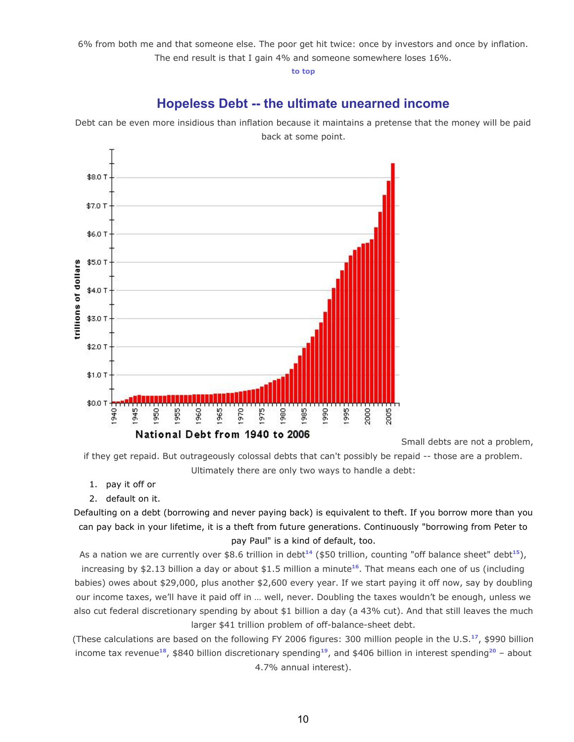6% from both me and that someone else. The poor get hit twice: once by investors and once by inflation. The end result is that I gain 4% and someone somewhere loses 16%.

to top

## Hopeless Debt -- the ultimate unearned income

Debt can be even more insidious than inflation because it maintains a pretense that the money will be paid back at some point.

**National Debt from 1940 to 2006**

Small debts are not a problem, if they get repaid. But outrageously colossal debts that can't possibly be repaid -- those are a problem. Ultimately there are only two ways to handle a debt:

1. pay it off or
2. default on it.

Defaulting on a debt (borrowing and never paying back) is equivalent to theft. If you borrow more than you can pay back in your lifetime, it is a theft from future generations. Continuously "borrowing from Peter to pay Paul" is a kind of default, too.

As a nation we are currently over $8.6 trillion in debt[14] ($50 trillion, counting "off balance sheet" debt[15]), increasing by $2.13 billion a day or about $1.5 million a minute[16]. That means each one of us (including babies) owes about $29,000, plus another $2,600 every year. If we start paying it off now, say by doubling our income taxes, we'll have it paid off in … well, never. Doubling the taxes wouldn't be enough, unless we also cut federal discretionary spending by about $1 billion a day (a 43% cut). And that still leaves the much larger $41 trillion problem of off-balance-sheet debt.

(These calculations are based on the following FY 2006 figures: 300 million people in the U.S.[17], $990 billion income tax revenue[18], $840 billion discretionary spending[19], and $406 billion in interest spending[20] – about 4.7% annual interest).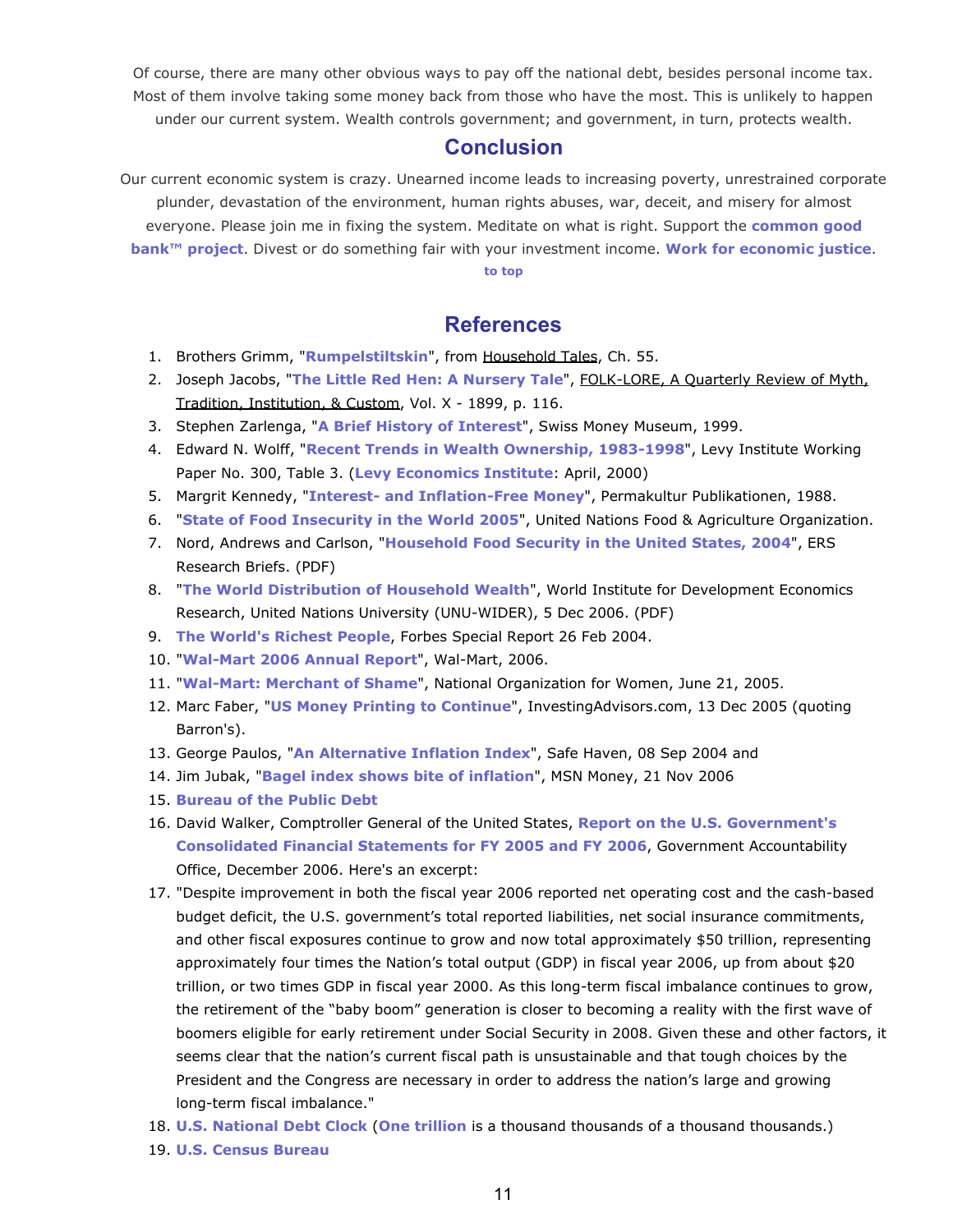Of course, there are many other obvious ways to pay off the national debt, besides personal income tax. Most of them involve taking some money back from those who have the most. This is unlikely to happen under our current system. Wealth controls government; and government, in turn, protects wealth.

## Conclusion

Our current economic system is crazy. Unearned income leads to increasing poverty, unrestrained corporate plunder, devastation of the environment, human rights abuses, war, deceit, and misery for almost everyone. Please join me in fixing the system. Meditate on what is right. Support the **common good bank™ project**. Divest or do something fair with your investment income. **Work for economic justice**.

**to top**

## References

1. Brothers Grimm, "**Rumpelstiltskin**", from Household Tales, Ch. 55.
2. Joseph Jacobs, "**The Little Red Hen: A Nursery Tale**", FOLK-LORE, A Quarterly Review of Myth, Tradition, Institution, & Custom, Vol. X - 1899, p. 116.
3. Stephen Zarlenga, "**A Brief History of Interest**", Swiss Money Museum, 1999.
4. Edward N. Wolff, "**Recent Trends in Wealth Ownership, 1983-1998**", Levy Institute Working Paper No. 300, Table 3. (**Levy Economics Institute**: April, 2000)
5. Margrit Kennedy, "**Interest- and Inflation-Free Money**", Permakultur Publikationen, 1988.
6. "**State of Food Insecurity in the World 2005**", United Nations Food & Agriculture Organization.
7. Nord, Andrews and Carlson, "**Household Food Security in the United States, 2004**", ERS Research Briefs. (PDF)
8. "**The World Distribution of Household Wealth**", World Institute for Development Economics Research, United Nations University (UNU-WIDER), 5 Dec 2006. (PDF)
9. **The World's Richest People**, Forbes Special Report 26 Feb 2004.
10. "**Wal-Mart 2006 Annual Report**", Wal-Mart, 2006.
11. "**Wal-Mart: Merchant of Shame**", National Organization for Women, June 21, 2005.
12. Marc Faber, "**US Money Printing to Continue**", InvestingAdvisors.com, 13 Dec 2005 (quoting Barron's).
13. George Paulos, "**An Alternative Inflation Index**", Safe Haven, 08 Sep 2004 and
14. Jim Jubak, "**Bagel index shows bite of inflation**", MSN Money, 21 Nov 2006
15. **Bureau of the Public Debt**
16. David Walker, Comptroller General of the United States, **Report on the U.S. Government's Consolidated Financial Statements for FY 2005 and FY 2006**, Government Accountability Office, December 2006. Here's an excerpt:
17. "Despite improvement in both the fiscal year 2006 reported net operating cost and the cash-based budget deficit, the U.S. government's total reported liabilities, net social insurance commitments, and other fiscal exposures continue to grow and now total approximately $50 trillion, representing approximately four times the Nation's total output (GDP) in fiscal year 2006, up from about $20 trillion, or two times GDP in fiscal year 2000. As this long-term fiscal imbalance continues to grow, the retirement of the "baby boom" generation is closer to becoming a reality with the first wave of boomers eligible for early retirement under Social Security in 2008. Given these and other factors, it seems clear that the nation's current fiscal path is unsustainable and that tough choices by the President and the Congress are necessary in order to address the nation's large and growing long-term fiscal imbalance."
18. **U.S. National Debt Clock** (**One trillion** is a thousand thousands of a thousand thousands.)
19. **U.S. Census Bureau**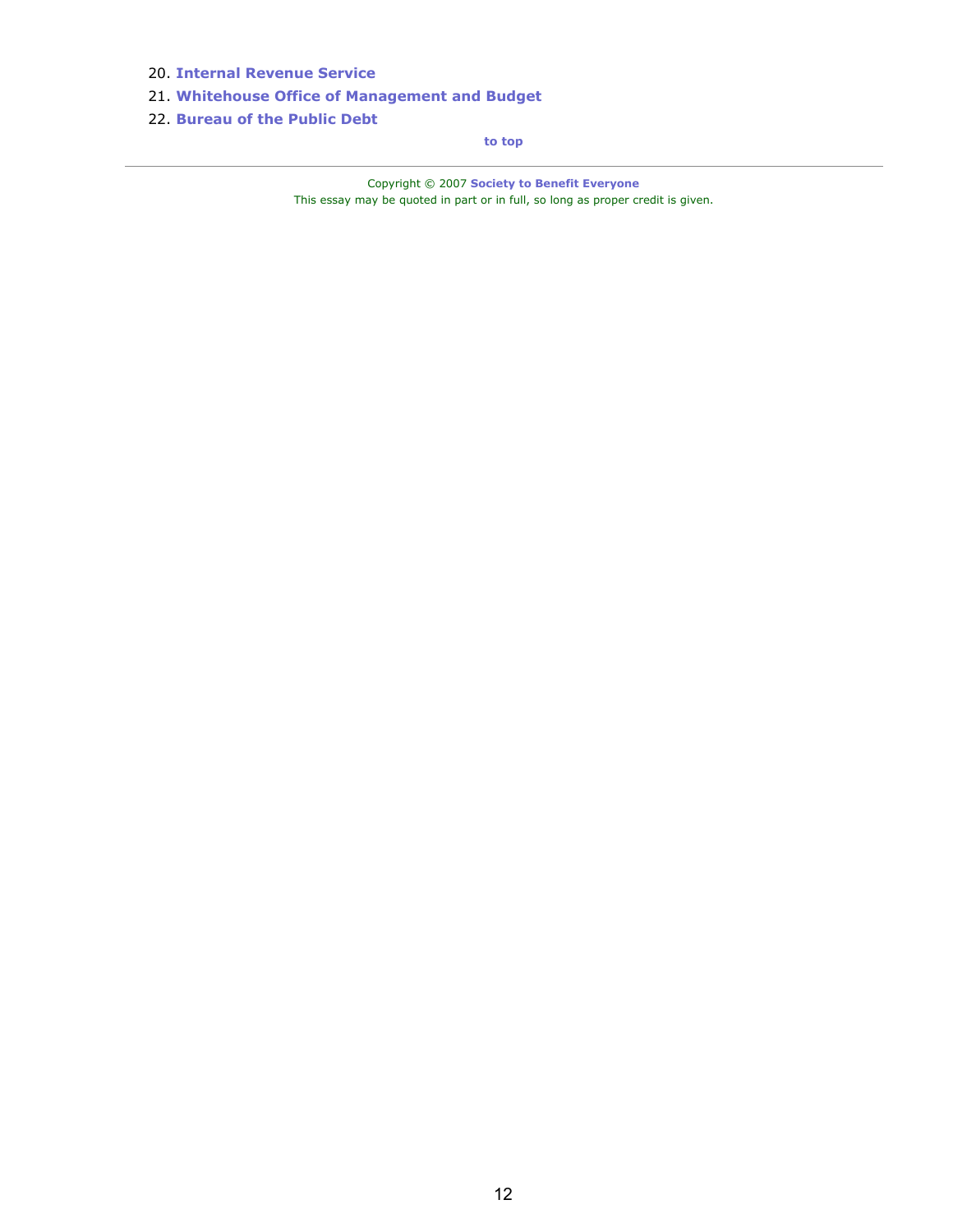20. **Internal Revenue Service**
21. **Whitehouse Office of Management and Budget**
22. **Bureau of the Public Debt**

**to top**

---

Copyright © 2007 **Society to Benefit Everyone**

This essay may be quoted in part or in full, so long as proper credit is given.